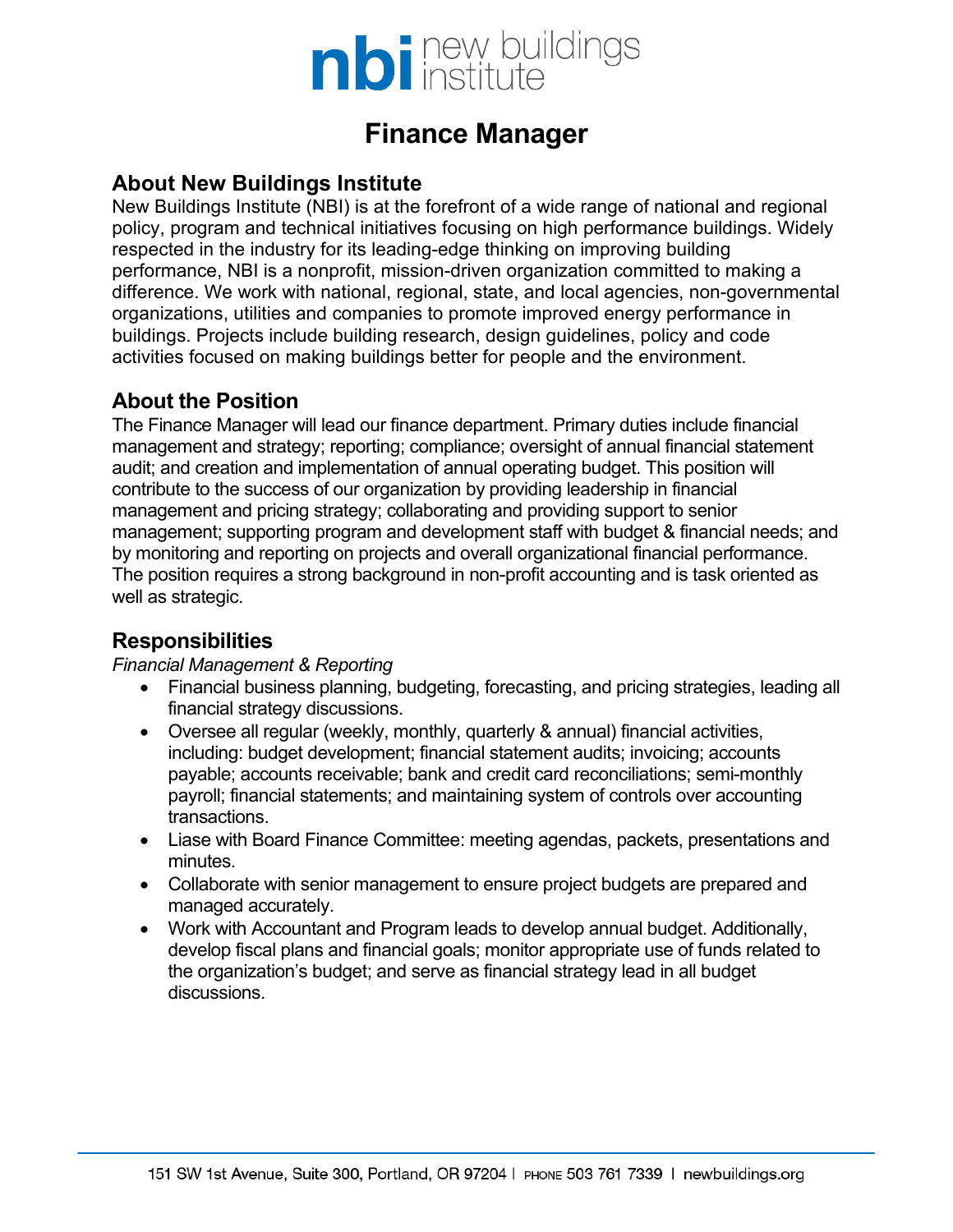nbi new buildings institute

# Finance Manager

## About New Buildings Institute

New Buildings Institute (NBI) is at the forefront of a wide range of national and regional policy, program and technical initiatives focusing on high performance buildings. Widely respected in the industry for its leading-edge thinking on improving building performance, NBI is a nonprofit, mission-driven organization committed to making a difference. We work with national, regional, state, and local agencies, non-governmental organizations, utilities and companies to promote improved energy performance in buildings. Projects include building research, design guidelines, policy and code activities focused on making buildings better for people and the environment.

## About the Position

The Finance Manager will lead our finance department. Primary duties include financial management and strategy; reporting; compliance; oversight of annual financial statement audit; and creation and implementation of annual operating budget. This position will contribute to the success of our organization by providing leadership in financial management and pricing strategy; collaborating and providing support to senior management; supporting program and development staff with budget & financial needs; and by monitoring and reporting on projects and overall organizational financial performance. The position requires a strong background in non-profit accounting and is task oriented as well as strategic.

## Responsibilities

*Financial Management & Reporting*

- Financial business planning, budgeting, forecasting, and pricing strategies, leading all financial strategy discussions.
- Oversee all regular (weekly, monthly, quarterly & annual) financial activities, including: budget development; financial statement audits; invoicing; accounts payable; accounts receivable; bank and credit card reconciliations; semi-monthly payroll; financial statements; and maintaining system of controls over accounting transactions.
- Liase with Board Finance Committee: meeting agendas, packets, presentations and minutes.
- Collaborate with senior management to ensure project budgets are prepared and managed accurately.
- Work with Accountant and Program leads to develop annual budget. Additionally, develop fiscal plans and financial goals; monitor appropriate use of funds related to the organization's budget; and serve as financial strategy lead in all budget discussions.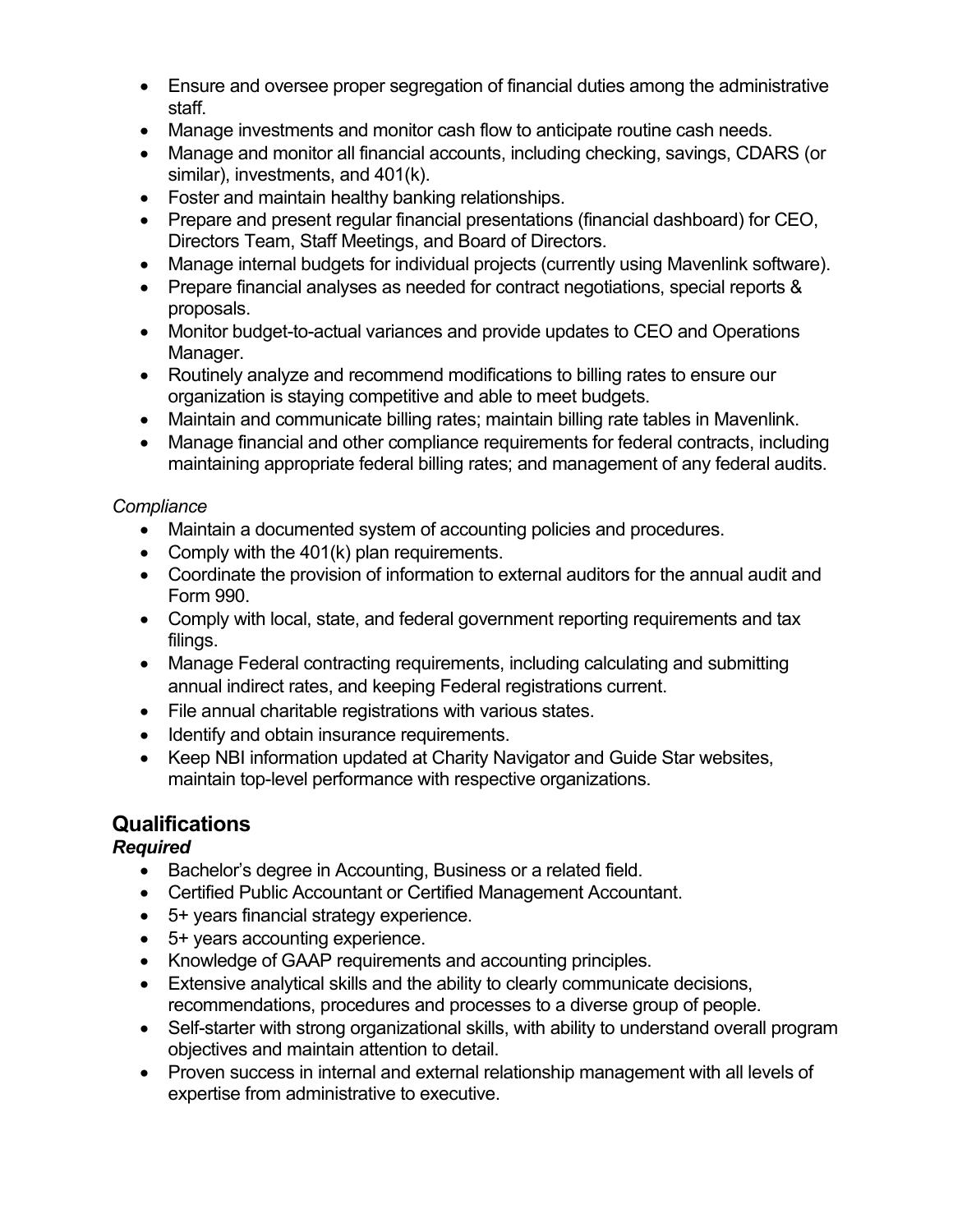- Ensure and oversee proper segregation of financial duties among the administrative staff.
- Manage investments and monitor cash flow to anticipate routine cash needs.
- Manage and monitor all financial accounts, including checking, savings, CDARS (or similar), investments, and 401(k).
- Foster and maintain healthy banking relationships.
- Prepare and present regular financial presentations (financial dashboard) for CEO, Directors Team, Staff Meetings, and Board of Directors.
- Manage internal budgets for individual projects (currently using Mavenlink software).
- Prepare financial analyses as needed for contract negotiations, special reports & proposals.
- Monitor budget-to-actual variances and provide updates to CEO and Operations Manager.
- Routinely analyze and recommend modifications to billing rates to ensure our organization is staying competitive and able to meet budgets.
- Maintain and communicate billing rates; maintain billing rate tables in Mavenlink.
- Manage financial and other compliance requirements for federal contracts, including maintaining appropriate federal billing rates; and management of any federal audits.

*Compliance*

- Maintain a documented system of accounting policies and procedures.
- Comply with the 401(k) plan requirements.
- Coordinate the provision of information to external auditors for the annual audit and Form 990.
- Comply with local, state, and federal government reporting requirements and tax filings.
- Manage Federal contracting requirements, including calculating and submitting annual indirect rates, and keeping Federal registrations current.
- File annual charitable registrations with various states.
- Identify and obtain insurance requirements.
- Keep NBI information updated at Charity Navigator and Guide Star websites, maintain top-level performance with respective organizations.

## Qualifications

***Required***

- Bachelor's degree in Accounting, Business or a related field.
- Certified Public Accountant or Certified Management Accountant.
- 5+ years financial strategy experience.
- 5+ years accounting experience.
- Knowledge of GAAP requirements and accounting principles.
- Extensive analytical skills and the ability to clearly communicate decisions, recommendations, procedures and processes to a diverse group of people.
- Self-starter with strong organizational skills, with ability to understand overall program objectives and maintain attention to detail.
- Proven success in internal and external relationship management with all levels of expertise from administrative to executive.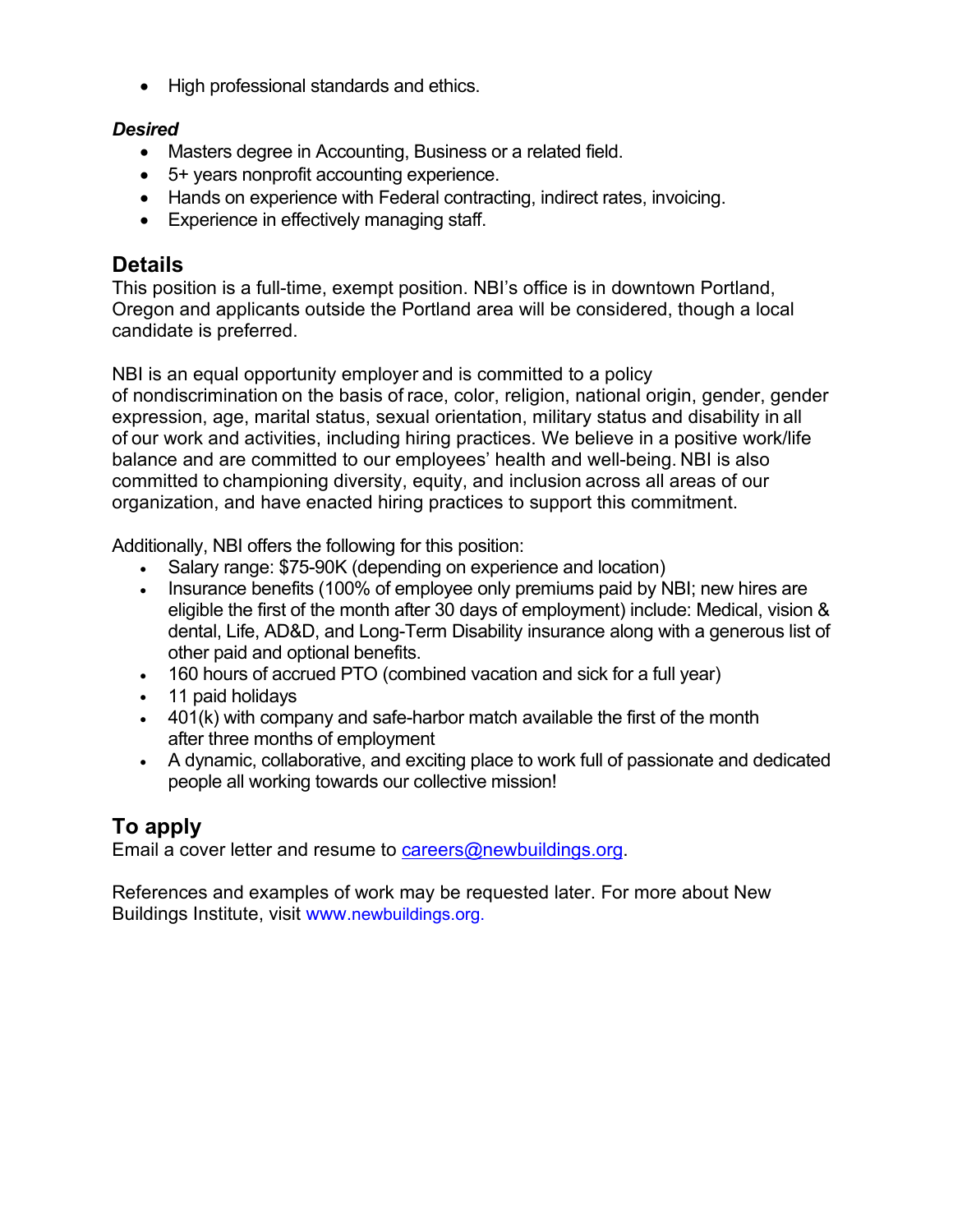- High professional standards and ethics.

***Desired***

- Masters degree in Accounting, Business or a related field.
- 5+ years nonprofit accounting experience.
- Hands on experience with Federal contracting, indirect rates, invoicing.
- Experience in effectively managing staff.

## Details

This position is a full-time, exempt position. NBI's office is in downtown Portland, Oregon and applicants outside the Portland area will be considered, though a local candidate is preferred.

NBI is an equal opportunity employer and is committed to a policy of nondiscrimination on the basis of race, color, religion, national origin, gender, gender expression, age, marital status, sexual orientation, military status and disability in all of our work and activities, including hiring practices. We believe in a positive work/life balance and are committed to our employees' health and well-being. NBI is also committed to championing diversity, equity, and inclusion across all areas of our organization, and have enacted hiring practices to support this commitment.

Additionally, NBI offers the following for this position:

- Salary range: $75-90K (depending on experience and location)
- Insurance benefits (100% of employee only premiums paid by NBI; new hires are eligible the first of the month after 30 days of employment) include: Medical, vision & dental, Life, AD&D, and Long-Term Disability insurance along with a generous list of other paid and optional benefits.
- 160 hours of accrued PTO (combined vacation and sick for a full year)
- 11 paid holidays
- 401(k) with company and safe-harbor match available the first of the month after three months of employment
- A dynamic, collaborative, and exciting place to work full of passionate and dedicated people all working towards our collective mission!

## To apply

Email a cover letter and resume to careers@newbuildings.org.

References and examples of work may be requested later. For more about New Buildings Institute, visit www.newbuildings.org.